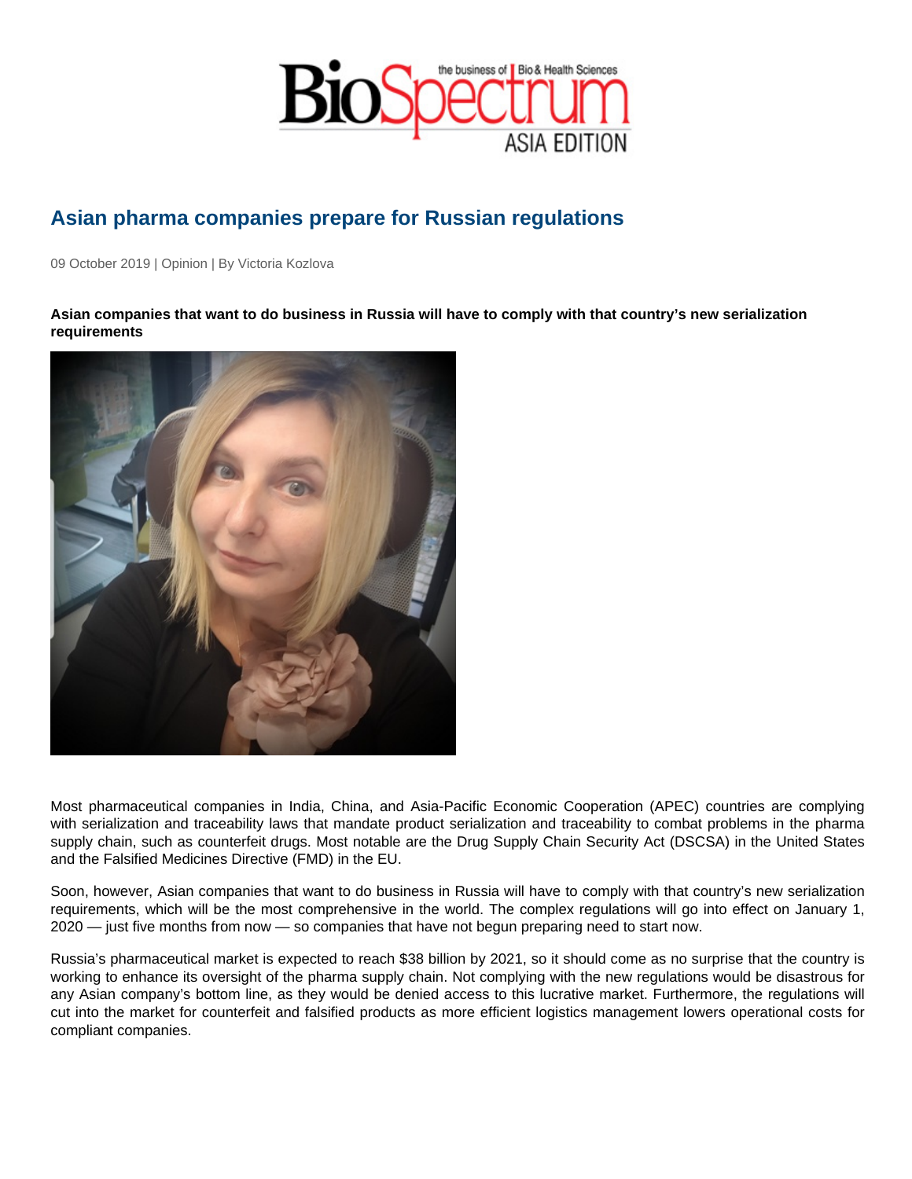# Asian pharma companies prepare for Russian regulations

09 October 2019 | Opinion | By Victoria Kozlova

**Asian companies that want to do business in Russia will have to comply with that country's new serialization requirements**

Most pharmaceutical companies in India, China, and Asia-Pacific Economic Cooperation (APEC) countries are complying with serialization and traceability laws that mandate product serialization and traceability to combat problems in the pharma supply chain, such as counterfeit drugs. Most notable are the Drug Supply Chain Security Act (DSCSA) in the United States and the Falsified Medicines Directive (FMD) in the EU.

Soon, however, Asian companies that want to do business in Russia will have to comply with that country's new serialization requirements, which will be the most comprehensive in the world. The complex regulations will go into effect on January 1, 2020 — just five months from now — so companies that have not begun preparing need to start now.

Russia's pharmaceutical market is expected to reach $38 billion by 2021, so it should come as no surprise that the country is working to enhance its oversight of the pharma supply chain. Not complying with the new regulations would be disastrous for any Asian company's bottom line, as they would be denied access to this lucrative market. Furthermore, the regulations will cut into the market for counterfeit and falsified products as more efficient logistics management lowers operational costs for compliant companies.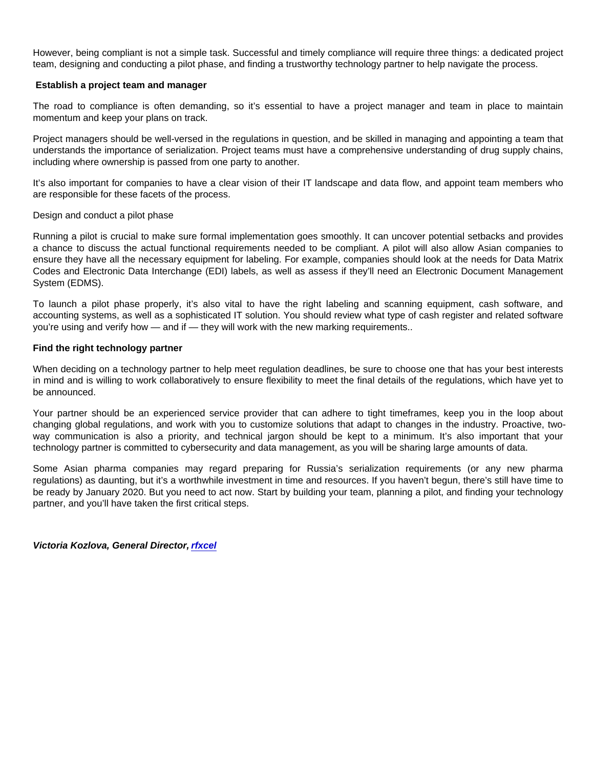However, being compliant is not a simple task. Successful and timely compliance will require three things: a dedicated project team, designing and conducting a pilot phase, and finding a trustworthy technology partner to help navigate the process.

**Establish a project team and manager**

The road to compliance is often demanding, so it's essential to have a project manager and team in place to maintain momentum and keep your plans on track.

Project managers should be well-versed in the regulations in question, and be skilled in managing and appointing a team that understands the importance of serialization. Project teams must have a comprehensive understanding of drug supply chains, including where ownership is passed from one party to another.

It's also important for companies to have a clear vision of their IT landscape and data flow, and appoint team members who are responsible for these facets of the process.

Design and conduct a pilot phase

Running a pilot is crucial to make sure formal implementation goes smoothly. It can uncover potential setbacks and provides a chance to discuss the actual functional requirements needed to be compliant. A pilot will also allow Asian companies to ensure they have all the necessary equipment for labeling. For example, companies should look at the needs for Data Matrix Codes and Electronic Data Interchange (EDI) labels, as well as assess if they'll need an Electronic Document Management System (EDMS).

To launch a pilot phase properly, it's also vital to have the right labeling and scanning equipment, cash software, and accounting systems, as well as a sophisticated IT solution. You should review what type of cash register and related software you're using and verify how — and if — they will work with the new marking requirements..

**Find the right technology partner**

When deciding on a technology partner to help meet regulation deadlines, be sure to choose one that has your best interests in mind and is willing to work collaboratively to ensure flexibility to meet the final details of the regulations, which have yet to be announced.

Your partner should be an experienced service provider that can adhere to tight timeframes, keep you in the loop about changing global regulations, and work with you to customize solutions that adapt to changes in the industry. Proactive, two-way communication is also a priority, and technical jargon should be kept to a minimum. It's also important that your technology partner is committed to cybersecurity and data management, as you will be sharing large amounts of data.

Some Asian pharma companies may regard preparing for Russia's serialization requirements (or any new pharma regulations) as daunting, but it's a worthwhile investment in time and resources. If you haven't begun, there's still have time to be ready by January 2020. But you need to act now. Start by building your team, planning a pilot, and finding your technology partner, and you'll have taken the first critical steps.

***Victoria Kozlova, General Director, rfxcel***